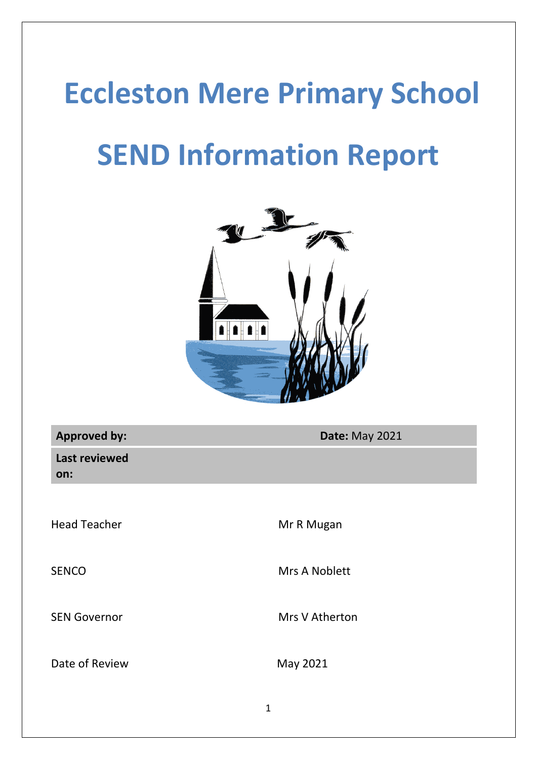# Eccleston Mere Primary School

# SEND Information Report

| **Approved by:** | **Date:** May 2021 |
| --- | --- |
| **Last reviewed on:** | |

| | |
| --- | --- |
| Head Teacher | Mr R Mugan |
| SENCO | Mrs A Noblett |
| SEN Governor | Mrs V Atherton |
| Date of Review | May 2021 |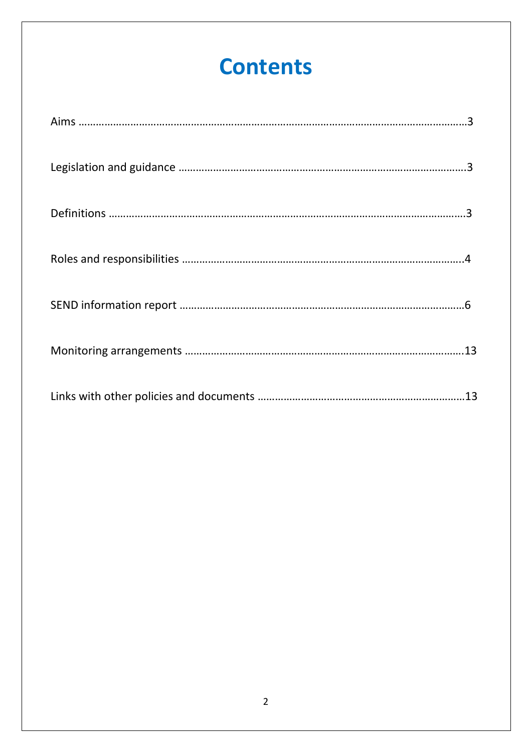# Contents

Aims ……………………………………………………………………………………………………………………3

Legislation and guidance …………………………………………………………………………………3

Definitions ………………………………………………………………………………………………………3

Roles and responsibilities ………………………………………………………………………………..4

SEND information report …………………………………………………………………………………6

Monitoring arrangements ………………………………………………………………………………..13

Links with other policies and documents ………………………………………………………………13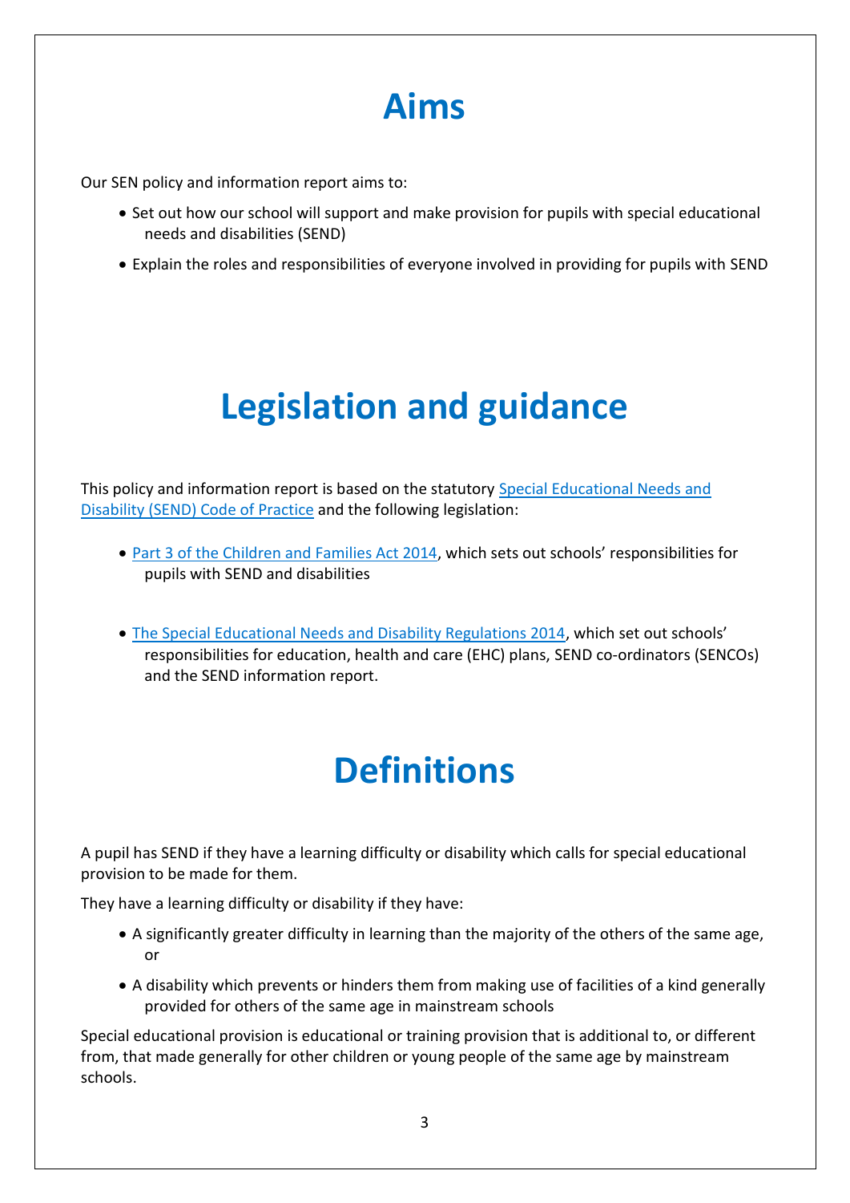# Aims

Our SEN policy and information report aims to:

- Set out how our school will support and make provision for pupils with special educational needs and disabilities (SEND)
- Explain the roles and responsibilities of everyone involved in providing for pupils with SEND

# Legislation and guidance

This policy and information report is based on the statutory [Special Educational Needs and Disability (SEND) Code of Practice]() and the following legislation:

- [Part 3 of the Children and Families Act 2014](), which sets out schools' responsibilities for pupils with SEND and disabilities
- [The Special Educational Needs and Disability Regulations 2014](), which set out schools' responsibilities for education, health and care (EHC) plans, SEND co-ordinators (SENCOs) and the SEND information report.

# Definitions

A pupil has SEND if they have a learning difficulty or disability which calls for special educational provision to be made for them.

They have a learning difficulty or disability if they have:

- A significantly greater difficulty in learning than the majority of the others of the same age, or
- A disability which prevents or hinders them from making use of facilities of a kind generally provided for others of the same age in mainstream schools

Special educational provision is educational or training provision that is additional to, or different from, that made generally for other children or young people of the same age by mainstream schools.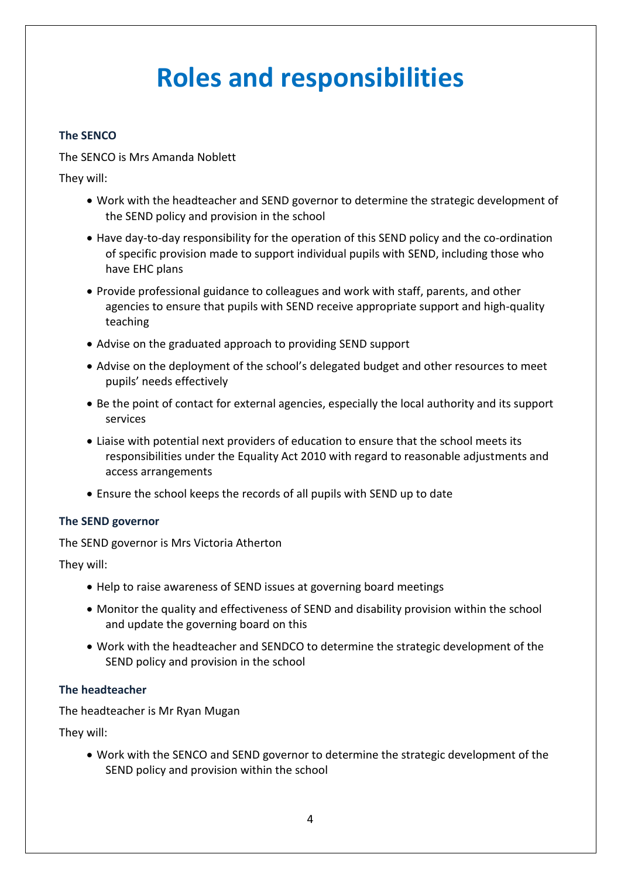# Roles and responsibilities

### The SENCO

The SENCO is Mrs Amanda Noblett

They will:

- Work with the headteacher and SEND governor to determine the strategic development of the SEND policy and provision in the school
- Have day-to-day responsibility for the operation of this SEND policy and the co-ordination of specific provision made to support individual pupils with SEND, including those who have EHC plans
- Provide professional guidance to colleagues and work with staff, parents, and other agencies to ensure that pupils with SEND receive appropriate support and high-quality teaching
- Advise on the graduated approach to providing SEND support
- Advise on the deployment of the school's delegated budget and other resources to meet pupils' needs effectively
- Be the point of contact for external agencies, especially the local authority and its support services
- Liaise with potential next providers of education to ensure that the school meets its responsibilities under the Equality Act 2010 with regard to reasonable adjustments and access arrangements
- Ensure the school keeps the records of all pupils with SEND up to date

### The SEND governor

The SEND governor is Mrs Victoria Atherton

They will:

- Help to raise awareness of SEND issues at governing board meetings
- Monitor the quality and effectiveness of SEND and disability provision within the school and update the governing board on this
- Work with the headteacher and SENDCO to determine the strategic development of the SEND policy and provision in the school

### The headteacher

The headteacher is Mr Ryan Mugan

They will:

- Work with the SENCO and SEND governor to determine the strategic development of the SEND policy and provision within the school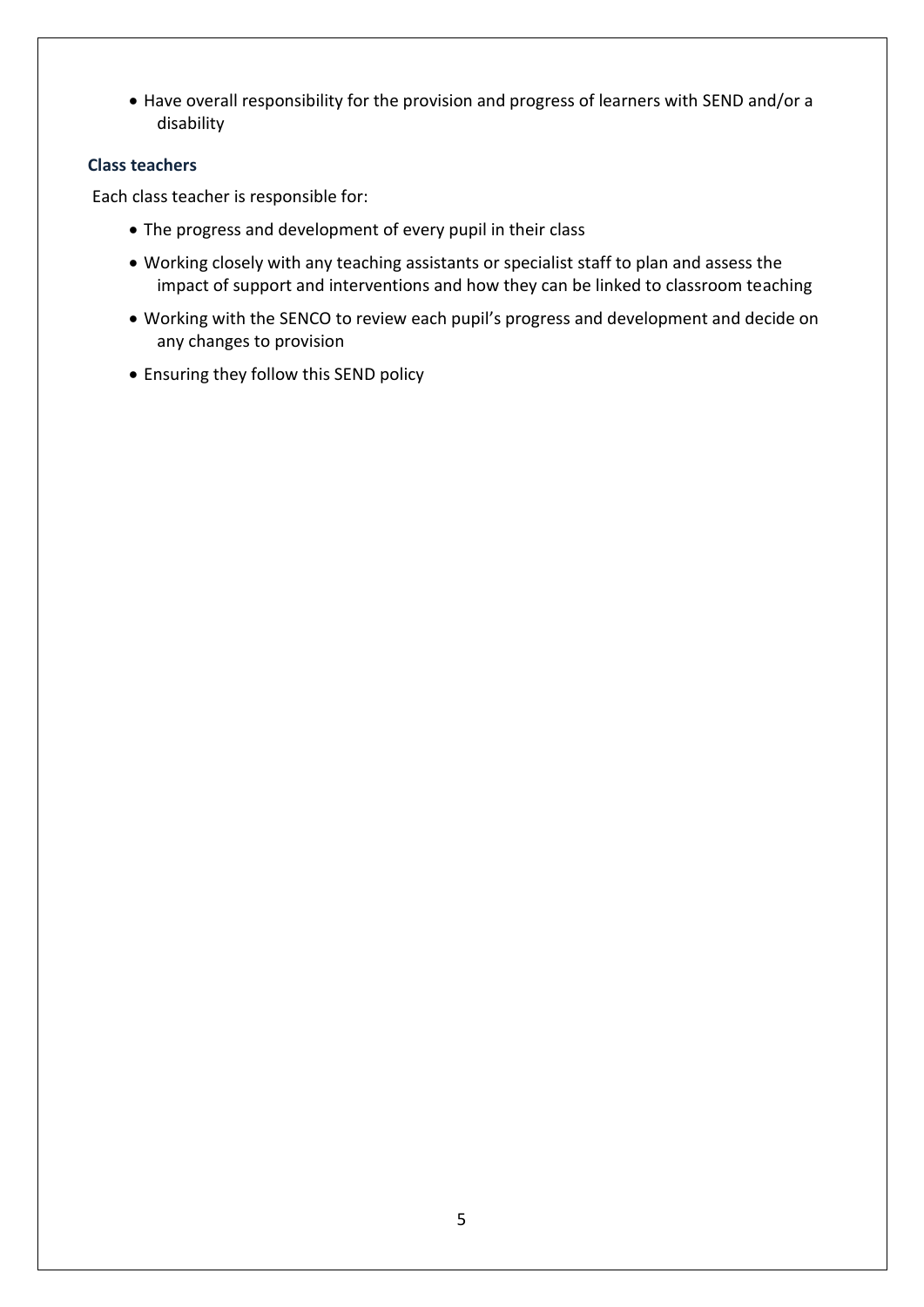- Have overall responsibility for the provision and progress of learners with SEND and/or a disability

### Class teachers

Each class teacher is responsible for:

- The progress and development of every pupil in their class
- Working closely with any teaching assistants or specialist staff to plan and assess the impact of support and interventions and how they can be linked to classroom teaching
- Working with the SENCO to review each pupil's progress and development and decide on any changes to provision
- Ensuring they follow this SEND policy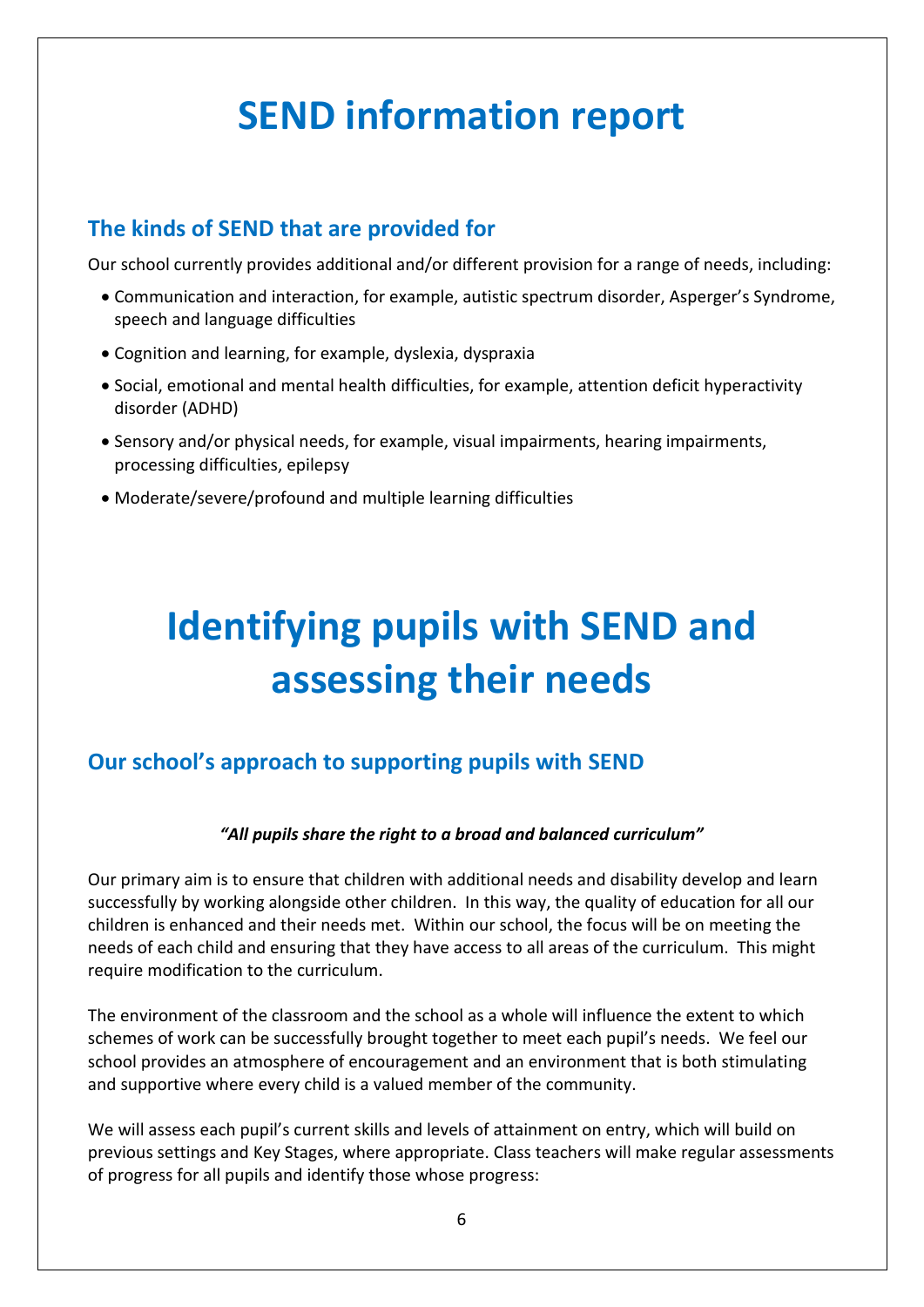# SEND information report

## The kinds of SEND that are provided for

Our school currently provides additional and/or different provision for a range of needs, including:

- Communication and interaction, for example, autistic spectrum disorder, Asperger's Syndrome, speech and language difficulties
- Cognition and learning, for example, dyslexia, dyspraxia
- Social, emotional and mental health difficulties, for example, attention deficit hyperactivity disorder (ADHD)
- Sensory and/or physical needs, for example, visual impairments, hearing impairments, processing difficulties, epilepsy
- Moderate/severe/profound and multiple learning difficulties

# Identifying pupils with SEND and assessing their needs

## Our school's approach to supporting pupils with SEND

***"All pupils share the right to a broad and balanced curriculum"***

Our primary aim is to ensure that children with additional needs and disability develop and learn successfully by working alongside other children. In this way, the quality of education for all our children is enhanced and their needs met. Within our school, the focus will be on meeting the needs of each child and ensuring that they have access to all areas of the curriculum. This might require modification to the curriculum.

The environment of the classroom and the school as a whole will influence the extent to which schemes of work can be successfully brought together to meet each pupil's needs. We feel our school provides an atmosphere of encouragement and an environment that is both stimulating and supportive where every child is a valued member of the community.

We will assess each pupil's current skills and levels of attainment on entry, which will build on previous settings and Key Stages, where appropriate. Class teachers will make regular assessments of progress for all pupils and identify those whose progress: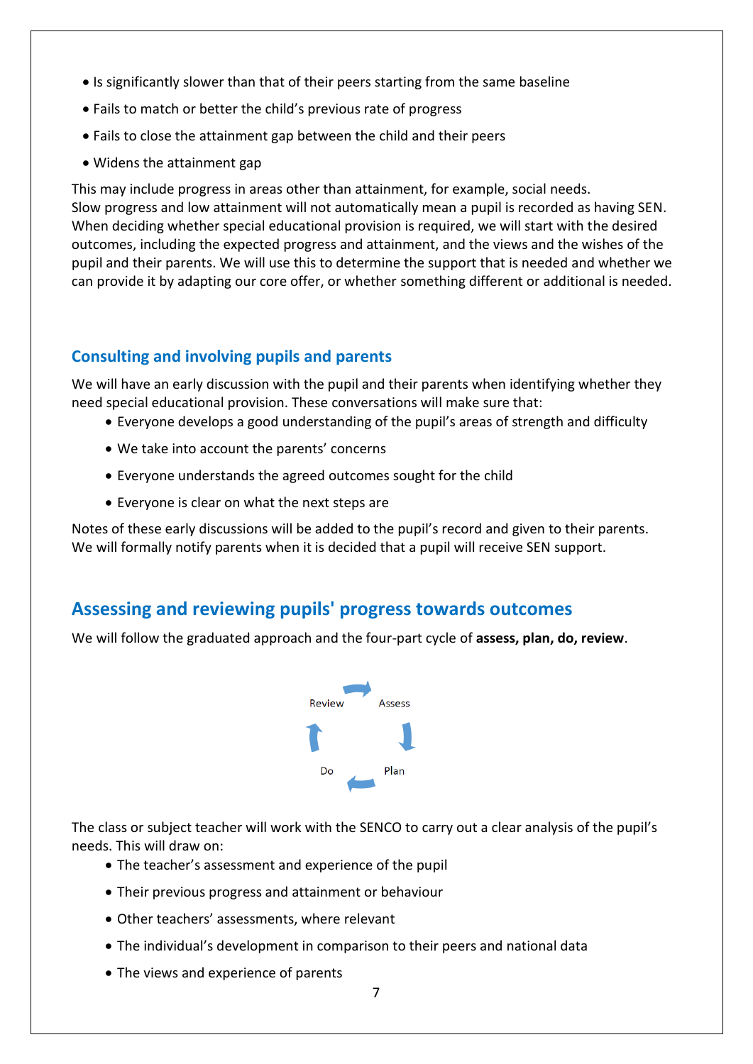- Is significantly slower than that of their peers starting from the same baseline
- Fails to match or better the child's previous rate of progress
- Fails to close the attainment gap between the child and their peers
- Widens the attainment gap

This may include progress in areas other than attainment, for example, social needs.
Slow progress and low attainment will not automatically mean a pupil is recorded as having SEN. When deciding whether special educational provision is required, we will start with the desired outcomes, including the expected progress and attainment, and the views and the wishes of the pupil and their parents. We will use this to determine the support that is needed and whether we can provide it by adapting our core offer, or whether something different or additional is needed.

### Consulting and involving pupils and parents

We will have an early discussion with the pupil and their parents when identifying whether they need special educational provision. These conversations will make sure that:

- Everyone develops a good understanding of the pupil's areas of strength and difficulty
- We take into account the parents' concerns
- Everyone understands the agreed outcomes sought for the child
- Everyone is clear on what the next steps are

Notes of these early discussions will be added to the pupil's record and given to their parents.
We will formally notify parents when it is decided that a pupil will receive SEN support.

## Assessing and reviewing pupils' progress towards outcomes

We will follow the graduated approach and the four-part cycle of **assess, plan, do, review**.

Review → Assess → Plan → Do → Review

The class or subject teacher will work with the SENCO to carry out a clear analysis of the pupil's needs. This will draw on:

- The teacher's assessment and experience of the pupil
- Their previous progress and attainment or behaviour
- Other teachers' assessments, where relevant
- The individual's development in comparison to their peers and national data
- The views and experience of parents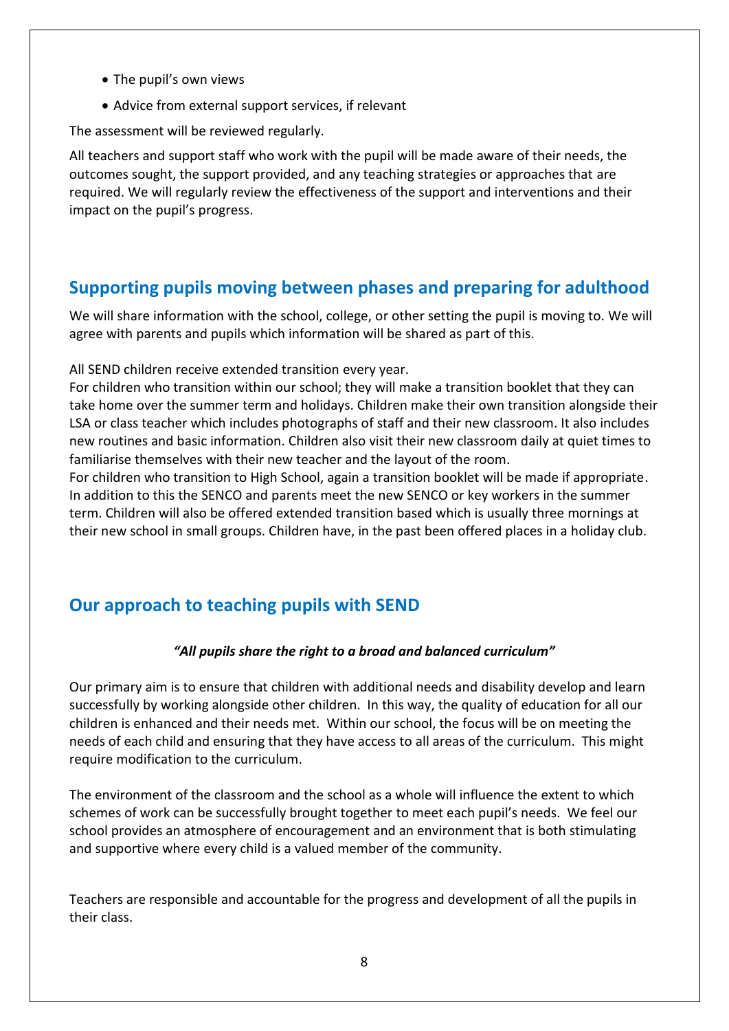- The pupil's own views
- Advice from external support services, if relevant

The assessment will be reviewed regularly.

All teachers and support staff who work with the pupil will be made aware of their needs, the outcomes sought, the support provided, and any teaching strategies or approaches that are required. We will regularly review the effectiveness of the support and interventions and their impact on the pupil's progress.

## Supporting pupils moving between phases and preparing for adulthood

We will share information with the school, college, or other setting the pupil is moving to. We will agree with parents and pupils which information will be shared as part of this.

All SEND children receive extended transition every year.
For children who transition within our school; they will make a transition booklet that they can take home over the summer term and holidays. Children make their own transition alongside their LSA or class teacher which includes photographs of staff and their new classroom. It also includes new routines and basic information. Children also visit their new classroom daily at quiet times to familiarise themselves with their new teacher and the layout of the room.
For children who transition to High School, again a transition booklet will be made if appropriate. In addition to this the SENCO and parents meet the new SENCO or key workers in the summer term. Children will also be offered extended transition based which is usually three mornings at their new school in small groups. Children have, in the past been offered places in a holiday club.

## Our approach to teaching pupils with SEND

***"All pupils share the right to a broad and balanced curriculum"***

Our primary aim is to ensure that children with additional needs and disability develop and learn successfully by working alongside other children. In this way, the quality of education for all our children is enhanced and their needs met. Within our school, the focus will be on meeting the needs of each child and ensuring that they have access to all areas of the curriculum. This might require modification to the curriculum.

The environment of the classroom and the school as a whole will influence the extent to which schemes of work can be successfully brought together to meet each pupil's needs. We feel our school provides an atmosphere of encouragement and an environment that is both stimulating and supportive where every child is a valued member of the community.

Teachers are responsible and accountable for the progress and development of all the pupils in their class.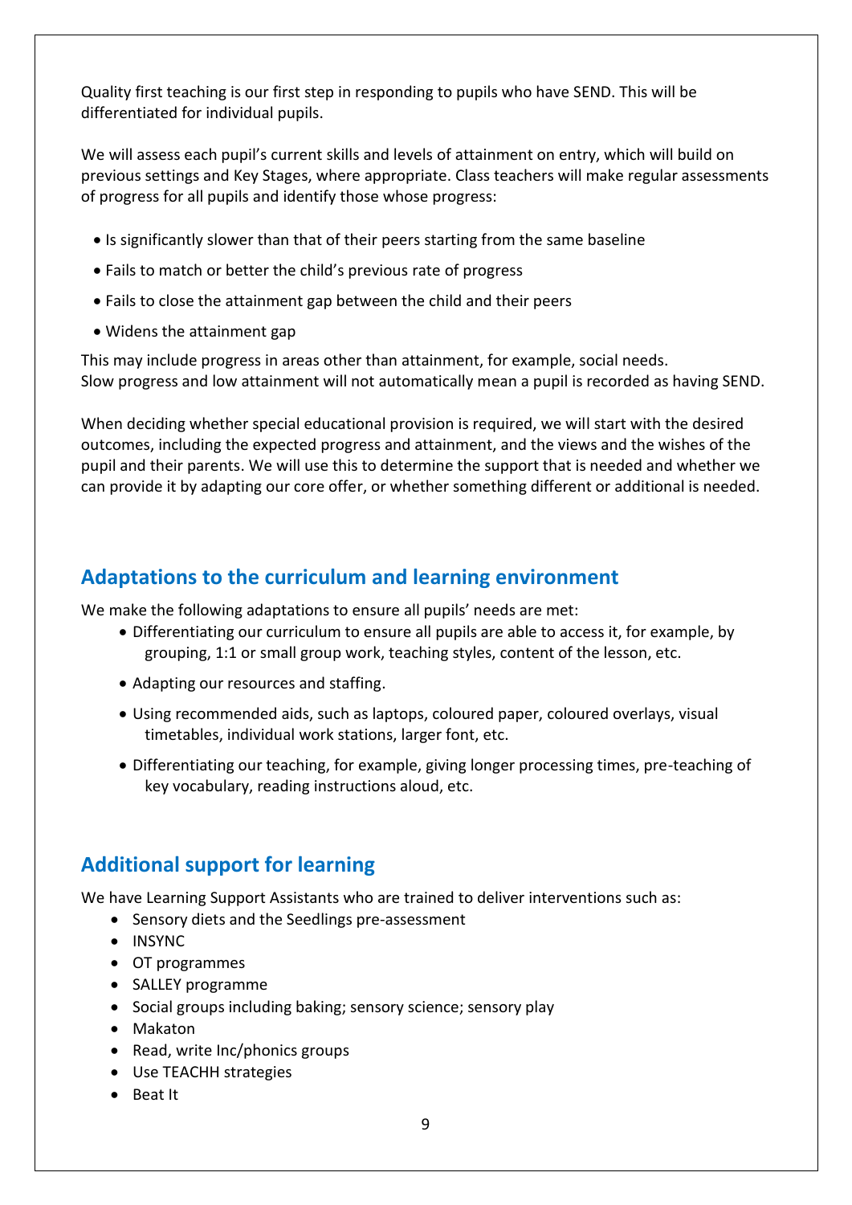Quality first teaching is our first step in responding to pupils who have SEND. This will be differentiated for individual pupils.

We will assess each pupil's current skills and levels of attainment on entry, which will build on previous settings and Key Stages, where appropriate. Class teachers will make regular assessments of progress for all pupils and identify those whose progress:

- Is significantly slower than that of their peers starting from the same baseline
- Fails to match or better the child's previous rate of progress
- Fails to close the attainment gap between the child and their peers
- Widens the attainment gap

This may include progress in areas other than attainment, for example, social needs.
Slow progress and low attainment will not automatically mean a pupil is recorded as having SEND.

When deciding whether special educational provision is required, we will start with the desired outcomes, including the expected progress and attainment, and the views and the wishes of the pupil and their parents. We will use this to determine the support that is needed and whether we can provide it by adapting our core offer, or whether something different or additional is needed.

## Adaptations to the curriculum and learning environment

We make the following adaptations to ensure all pupils' needs are met:

- Differentiating our curriculum to ensure all pupils are able to access it, for example, by grouping, 1:1 or small group work, teaching styles, content of the lesson, etc.
- Adapting our resources and staffing.
- Using recommended aids, such as laptops, coloured paper, coloured overlays, visual timetables, individual work stations, larger font, etc.
- Differentiating our teaching, for example, giving longer processing times, pre-teaching of key vocabulary, reading instructions aloud, etc.

## Additional support for learning

We have Learning Support Assistants who are trained to deliver interventions such as:

- Sensory diets and the Seedlings pre-assessment
- INSYNC
- OT programmes
- SALLEY programme
- Social groups including baking; sensory science; sensory play
- Makaton
- Read, write Inc/phonics groups
- Use TEACHH strategies
- Beat It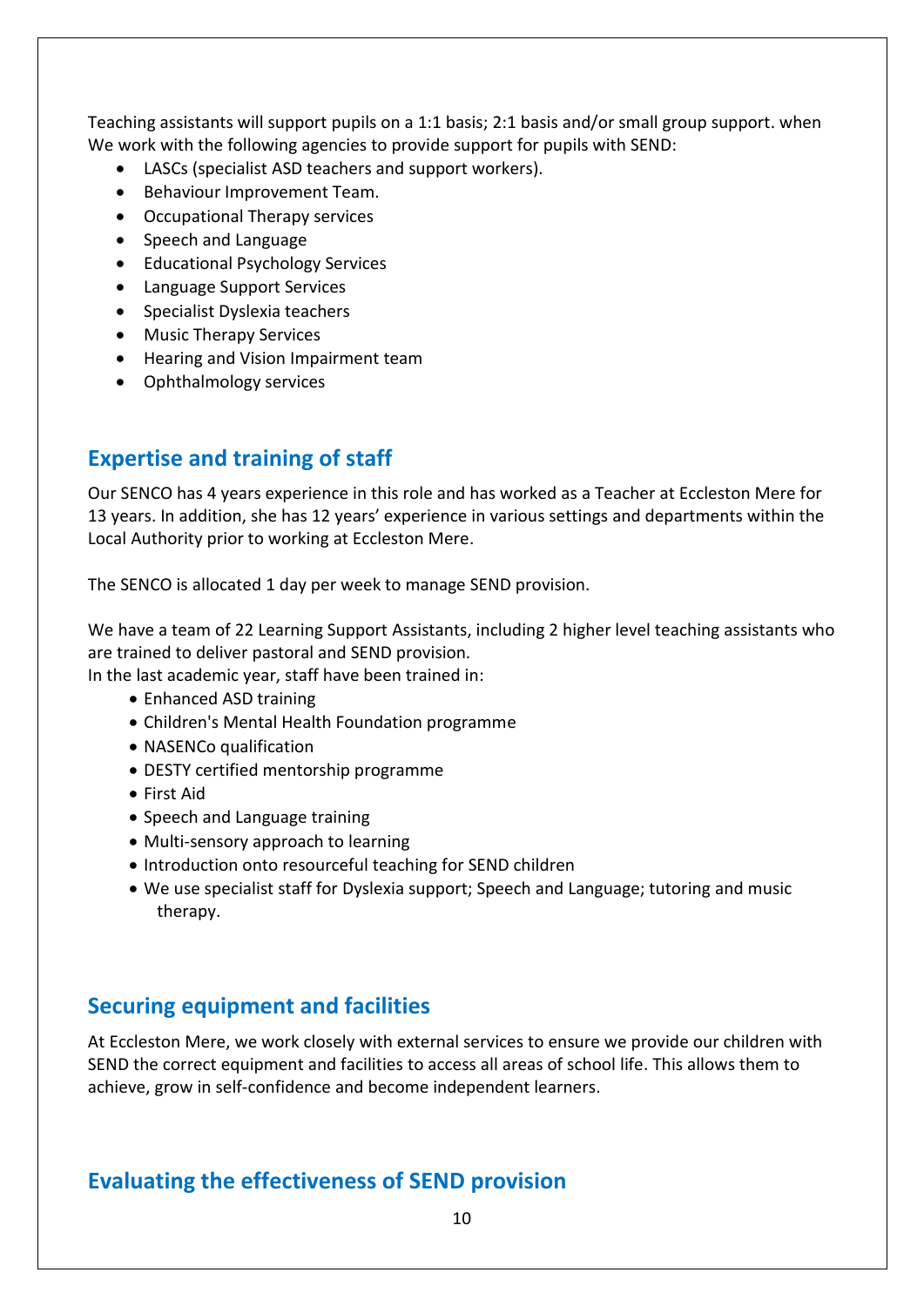Teaching assistants will support pupils on a 1:1 basis; 2:1 basis and/or small group support. when We work with the following agencies to provide support for pupils with SEND:

- LASCs (specialist ASD teachers and support workers).
- Behaviour Improvement Team.
- Occupational Therapy services
- Speech and Language
- Educational Psychology Services
- Language Support Services
- Specialist Dyslexia teachers
- Music Therapy Services
- Hearing and Vision Impairment team
- Ophthalmology services

## Expertise and training of staff

Our SENCO has 4 years experience in this role and has worked as a Teacher at Eccleston Mere for 13 years. In addition, she has 12 years' experience in various settings and departments within the Local Authority prior to working at Eccleston Mere.

The SENCO is allocated 1 day per week to manage SEND provision.

We have a team of 22 Learning Support Assistants, including 2 higher level teaching assistants who are trained to deliver pastoral and SEND provision.
In the last academic year, staff have been trained in:

- Enhanced ASD training
- Children's Mental Health Foundation programme
- NASENCo qualification
- DESTY certified mentorship programme
- First Aid
- Speech and Language training
- Multi-sensory approach to learning
- Introduction onto resourceful teaching for SEND children
- We use specialist staff for Dyslexia support; Speech and Language; tutoring and music therapy.

## Securing equipment and facilities

At Eccleston Mere, we work closely with external services to ensure we provide our children with SEND the correct equipment and facilities to access all areas of school life. This allows them to achieve, grow in self-confidence and become independent learners.

## Evaluating the effectiveness of SEND provision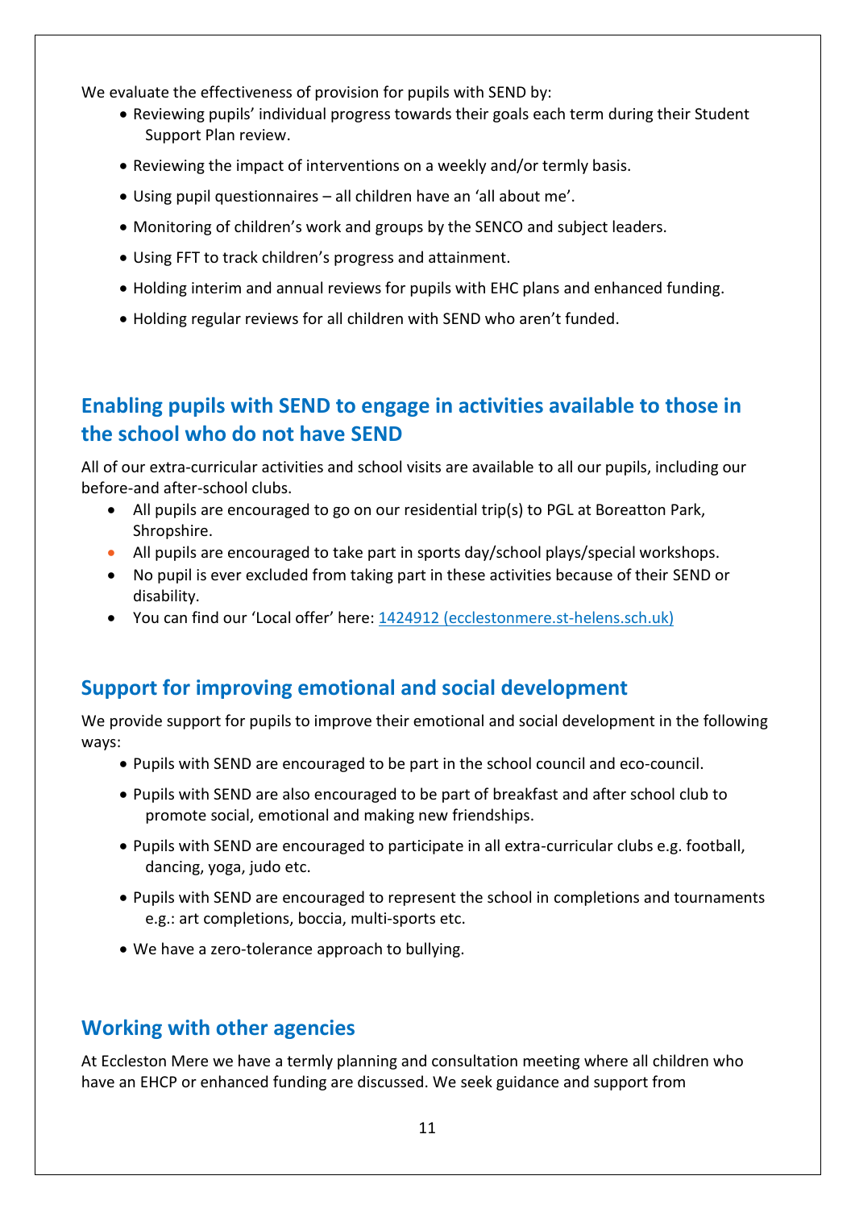We evaluate the effectiveness of provision for pupils with SEND by:

- Reviewing pupils' individual progress towards their goals each term during their Student Support Plan review.
- Reviewing the impact of interventions on a weekly and/or termly basis.
- Using pupil questionnaires – all children have an 'all about me'.
- Monitoring of children's work and groups by the SENCO and subject leaders.
- Using FFT to track children's progress and attainment.
- Holding interim and annual reviews for pupils with EHC plans and enhanced funding.
- Holding regular reviews for all children with SEND who aren't funded.

## Enabling pupils with SEND to engage in activities available to those in the school who do not have SEND

All of our extra-curricular activities and school visits are available to all our pupils, including our before-and after-school clubs.

- All pupils are encouraged to go on our residential trip(s) to PGL at Boreatton Park, Shropshire.
- All pupils are encouraged to take part in sports day/school plays/special workshops.
- No pupil is ever excluded from taking part in these activities because of their SEND or disability.
- You can find our 'Local offer' here: [1424912 (ecclestonmere.st-helens.sch.uk)](ecclestonmere.st-helens.sch.uk)

## Support for improving emotional and social development

We provide support for pupils to improve their emotional and social development in the following ways:

- Pupils with SEND are encouraged to be part in the school council and eco-council.
- Pupils with SEND are also encouraged to be part of breakfast and after school club to promote social, emotional and making new friendships.
- Pupils with SEND are encouraged to participate in all extra-curricular clubs e.g. football, dancing, yoga, judo etc.
- Pupils with SEND are encouraged to represent the school in completions and tournaments e.g.: art completions, boccia, multi-sports etc.
- We have a zero-tolerance approach to bullying.

## Working with other agencies

At Eccleston Mere we have a termly planning and consultation meeting where all children who have an EHCP or enhanced funding are discussed. We seek guidance and support from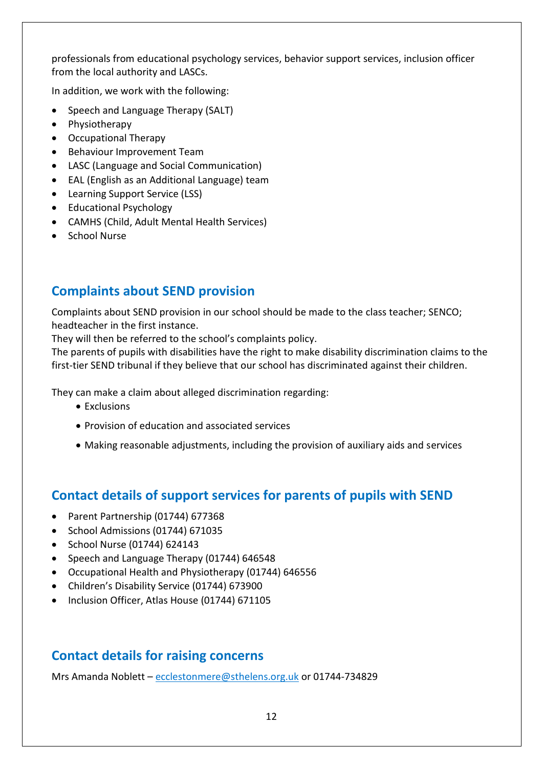professionals from educational psychology services, behavior support services, inclusion officer from the local authority and LASCs.

In addition, we work with the following:

- Speech and Language Therapy (SALT)
- Physiotherapy
- Occupational Therapy
- Behaviour Improvement Team
- LASC (Language and Social Communication)
- EAL (English as an Additional Language) team
- Learning Support Service (LSS)
- Educational Psychology
- CAMHS (Child, Adult Mental Health Services)
- School Nurse

## Complaints about SEND provision

Complaints about SEND provision in our school should be made to the class teacher; SENCO; headteacher in the first instance.
They will then be referred to the school's complaints policy.
The parents of pupils with disabilities have the right to make disability discrimination claims to the first-tier SEND tribunal if they believe that our school has discriminated against their children.

They can make a claim about alleged discrimination regarding:

- Exclusions
- Provision of education and associated services
- Making reasonable adjustments, including the provision of auxiliary aids and services

## Contact details of support services for parents of pupils with SEND

- Parent Partnership (01744) 677368
- School Admissions (01744) 671035
- School Nurse (01744) 624143
- Speech and Language Therapy (01744) 646548
- Occupational Health and Physiotherapy (01744) 646556
- Children's Disability Service (01744) 673900
- Inclusion Officer, Atlas House (01744) 671105

## Contact details for raising concerns

Mrs Amanda Noblett – ecclestonmere@sthelens.org.uk or 01744-734829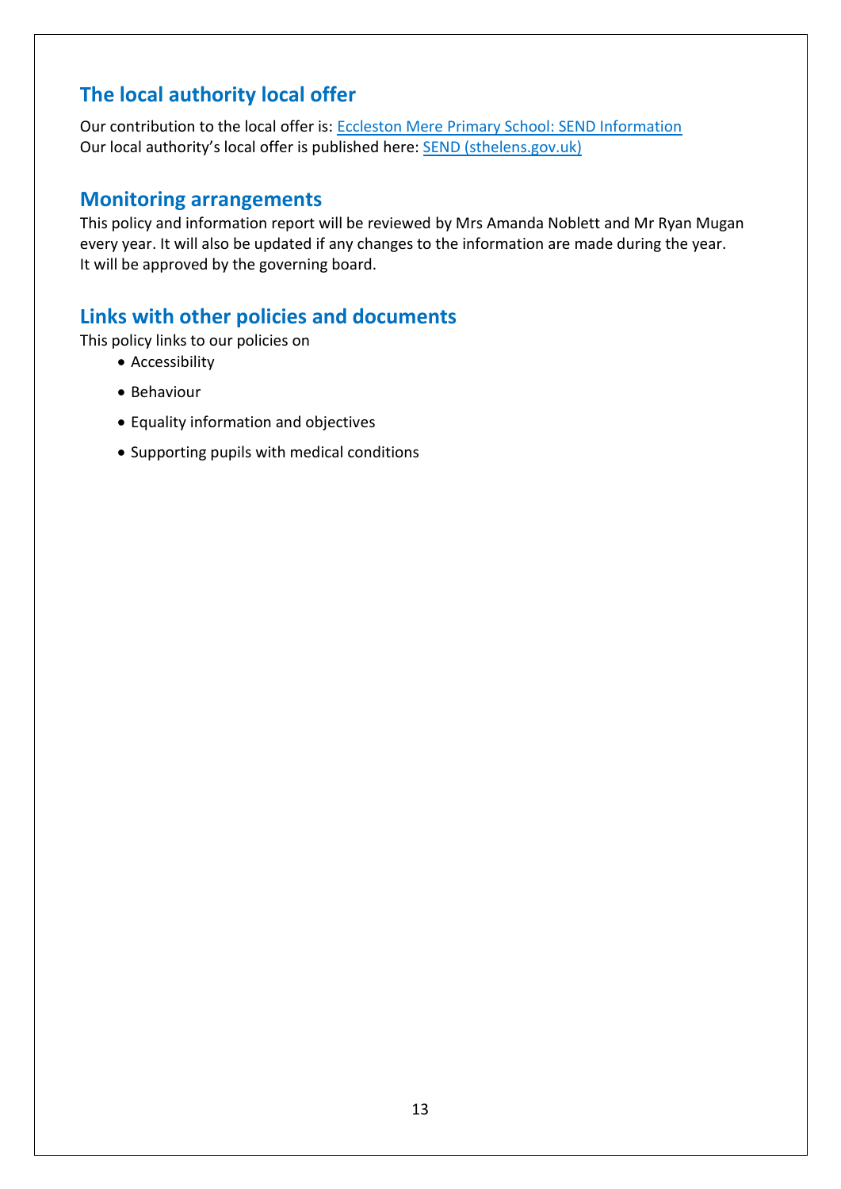## The local authority local offer

Our contribution to the local offer is: Eccleston Mere Primary School: SEND Information
Our local authority's local offer is published here: SEND (sthelens.gov.uk)

## Monitoring arrangements

This policy and information report will be reviewed by Mrs Amanda Noblett and Mr Ryan Mugan every year. It will also be updated if any changes to the information are made during the year. It will be approved by the governing board.

## Links with other policies and documents

This policy links to our policies on

- Accessibility
- Behaviour
- Equality information and objectives
- Supporting pupils with medical conditions